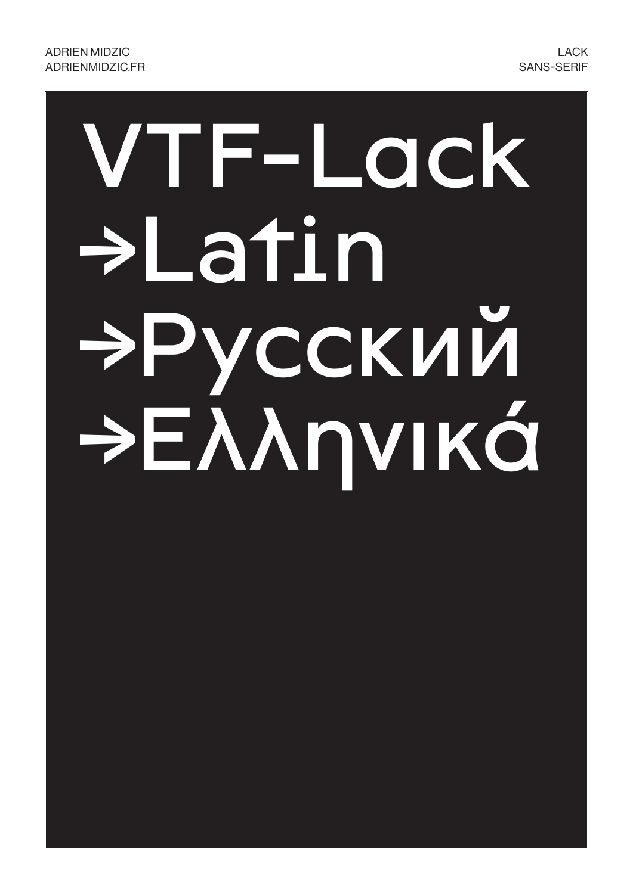ADRIEN MIDZIC
ADRIENMIDZIC.FR

LACK
SANS-SERIF

# VTF-Lack

→Latin

→Русский

→Ελληνικά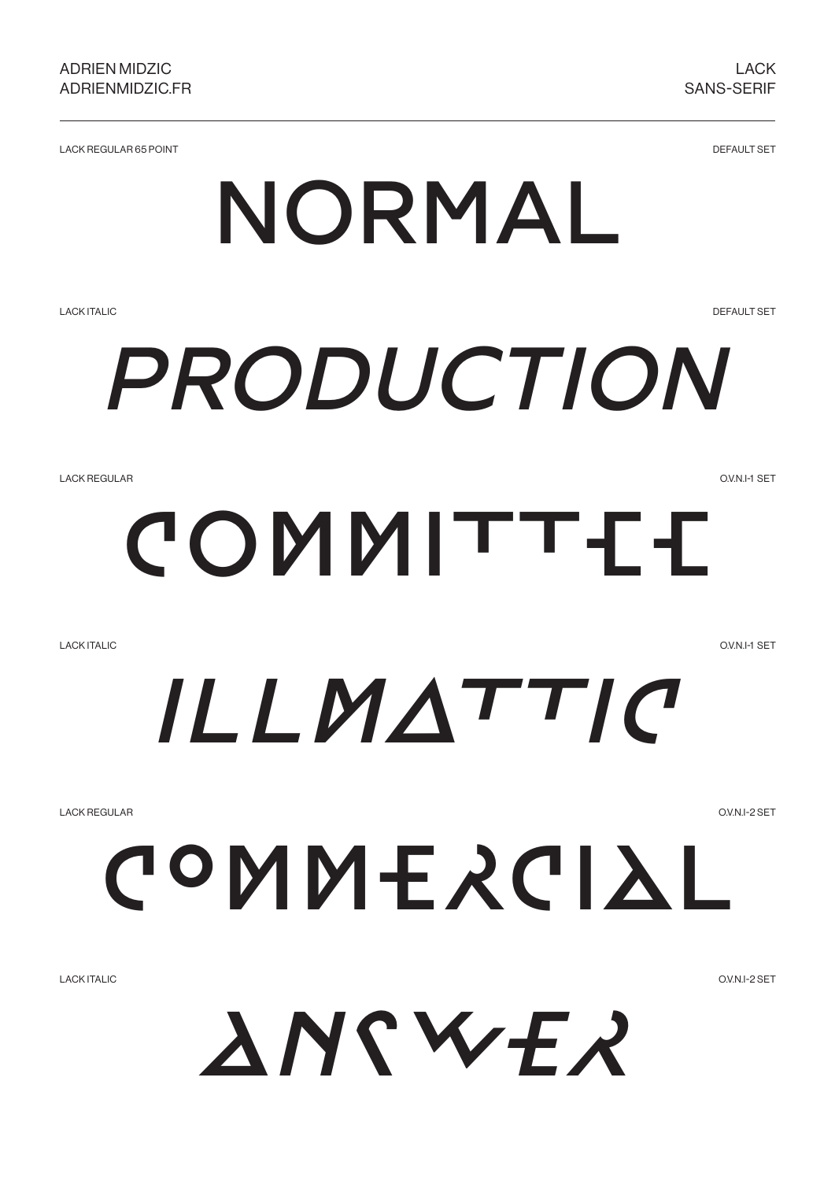ADRIEN MIDZIC
ADRIENMIDZIC.FR

LACK
SANS-SERIF

---

LACK REGULAR 65 POINT — DEFAULT SET

# NORMAL

LACK ITALIC — DEFAULT SET

# *PRODUCTION*

LACK REGULAR — O.V.N.I-1 SET

# COMMITTEE

LACK ITALIC — O.V.N.I-1 SET

# *ILLMATTIC*

LACK REGULAR — O.V.N.I-2 SET

# COMMERCIAL

LACK ITALIC — O.V.N.I-2 SET

# *ANSWER*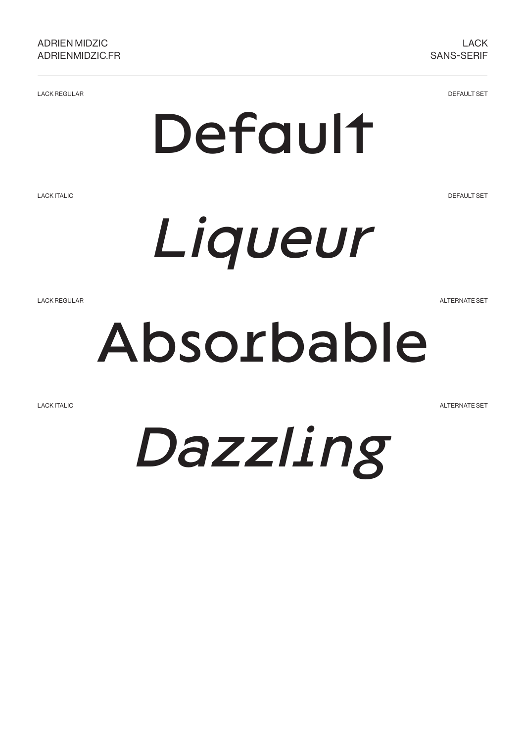LACK REGULAR

DEFAULT SET

# Default

LACK ITALIC

DEFAULT SET

# *Liqueur*

LACK REGULAR

ALTERNATE SET

# Absorbable

LACK ITALIC

ALTERNATE SET

# *Dazzling*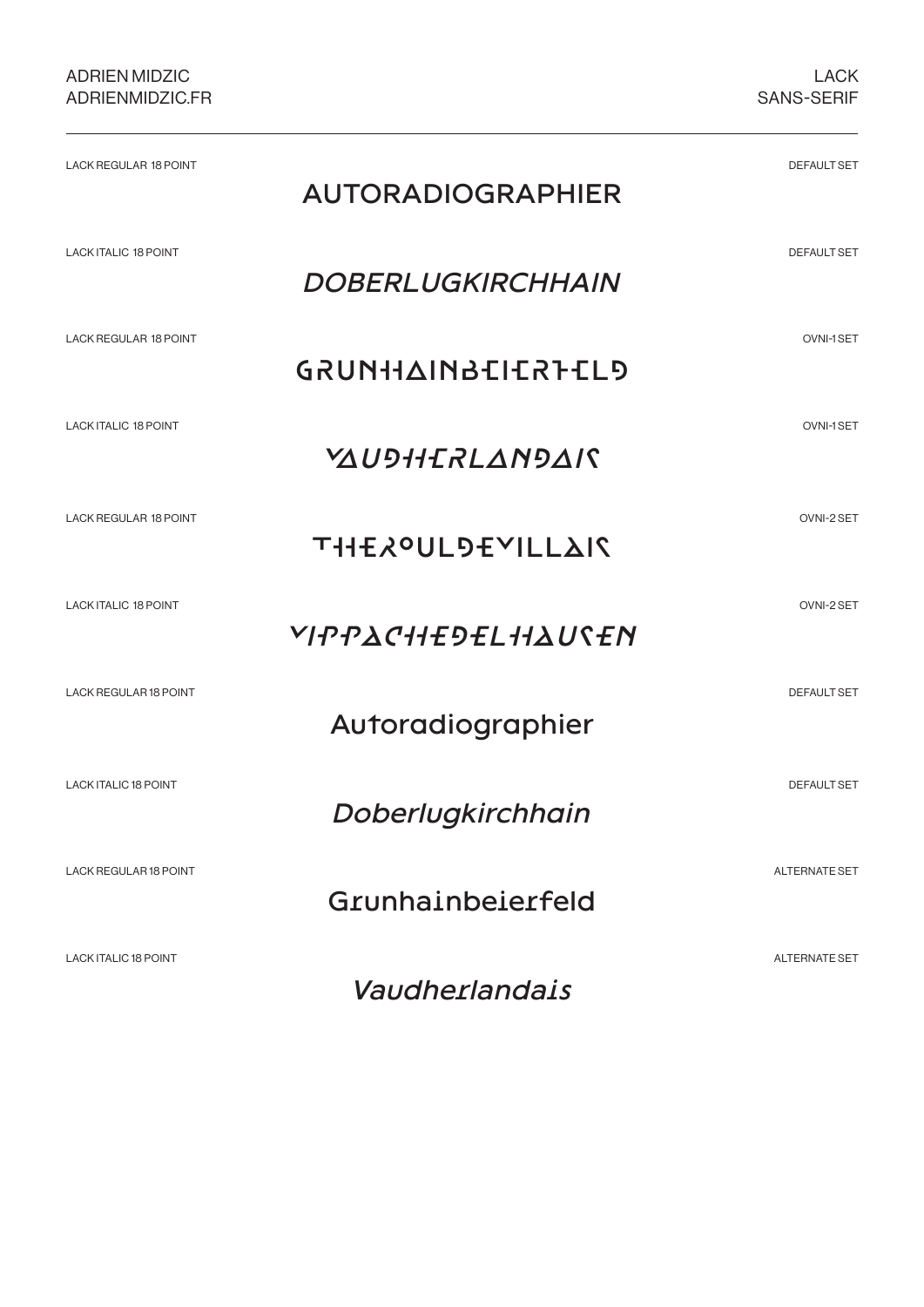LACK REGULAR 18 POINT — DEFAULT SET

AUTORADIOGRAPHIER

LACK ITALIC 18 POINT — DEFAULT SET

*DOBERLUGKIRCHHAIN*

LACK REGULAR 18 POINT — OVNI-1 SET

GRUNHAINBEIERFELD

LACK ITALIC 18 POINT — OVNI-1 SET

*VAUDHERLANDAIS*

LACK REGULAR 18 POINT — OVNI-2 SET

THEROULDEVILLAIS

LACK ITALIC 18 POINT — OVNI-2 SET

*VIPPACHEDELHAUSEN*

LACK REGULAR 18 POINT — DEFAULT SET

Autoradiographier

LACK ITALIC 18 POINT — DEFAULT SET

*Doberlugkirchhain*

LACK REGULAR 18 POINT — ALTERNATE SET

Grunhainbeierfeld

LACK ITALIC 18 POINT — ALTERNATE SET

*Vaudherlandais*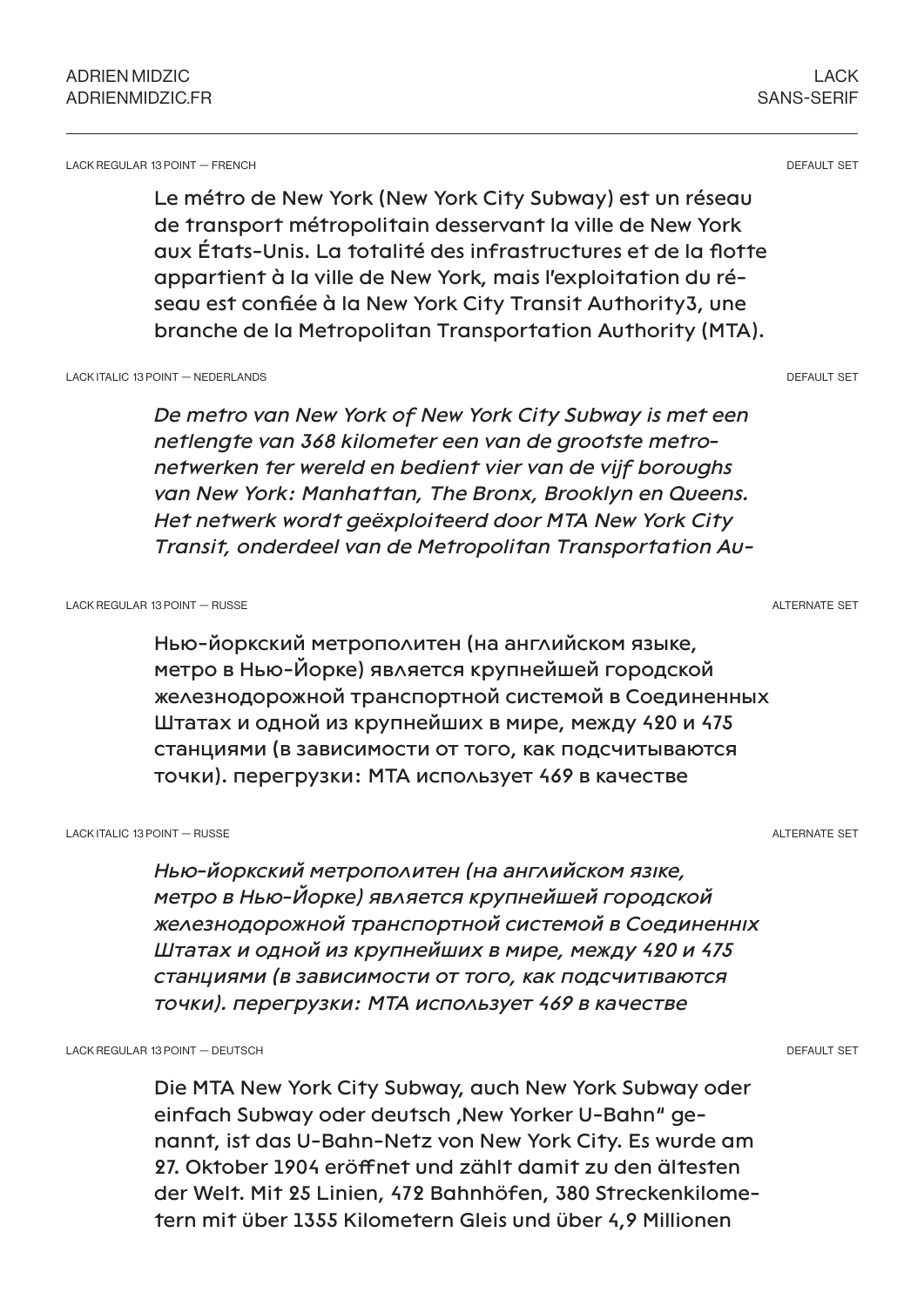LACK REGULAR 13 POINT — FRENCH

DEFAULT SET

Le métro de New York (New York City Subway) est un réseau de transport métropolitain desservant la ville de New York aux États-Unis. La totalité des infrastructures et de la flotte appartient à la ville de New York, mais l'exploitation du ré-seau est confiée à la New York City Transit Authority3, une branche de la Metropolitan Transportation Authority (MTA).

LACK ITALIC 13 POINT — NEDERLANDS

DEFAULT SET

*De metro van New York of New York City Subway is met een netlengte van 368 kilometer een van de grootste metro-netwerken ter wereld en bedient vier van de vijf boroughs van New York: Manhattan, The Bronx, Brooklyn en Queens. Het netwerk wordt geëxploiteerd door MTA New York City Transit, onderdeel van de Metropolitan Transportation Au-*

LACK REGULAR 13 POINT — RUSSE

ALTERNATE SET

Нью-йоркский метрополитен (на английском языке, метро в Нью-Йорке) является крупнейшей городской железнодорожной транспортной системой в Соединенных Штатах и одной из крупнейших в мире, между 420 и 475 станциями (в зависимости от того, как подсчитываются точки). перегрузки: MTA использует 469 в качестве

LACK ITALIC 13 POINT — RUSSE

ALTERNATE SET

*Нью-йоркский метрополитен (на английском язике, метро в Нью-Йорке) является крупнейшей городской железнодорожной транспортной системой в Соединенних Штатах и одной из крупнейших в мире, между 420 и 475 станциями (в зависимости от того, как подсчітіваются точки). перегрузки: MTA использует 469 в качестве*

LACK REGULAR 13 POINT — DEUTSCH

DEFAULT SET

Die MTA New York City Subway, auch New York Subway oder einfach Subway oder deutsch „New Yorker U-Bahn“ ge-nannt, ist das U-Bahn-Netz von New York City. Es wurde am 27. Oktober 1904 eröffnet und zählt damit zu den ältesten der Welt. Mit 25 Linien, 472 Bahnhöfen, 380 Streckenkilome-tern mit über 1355 Kilometern Gleis und über 4,9 Millionen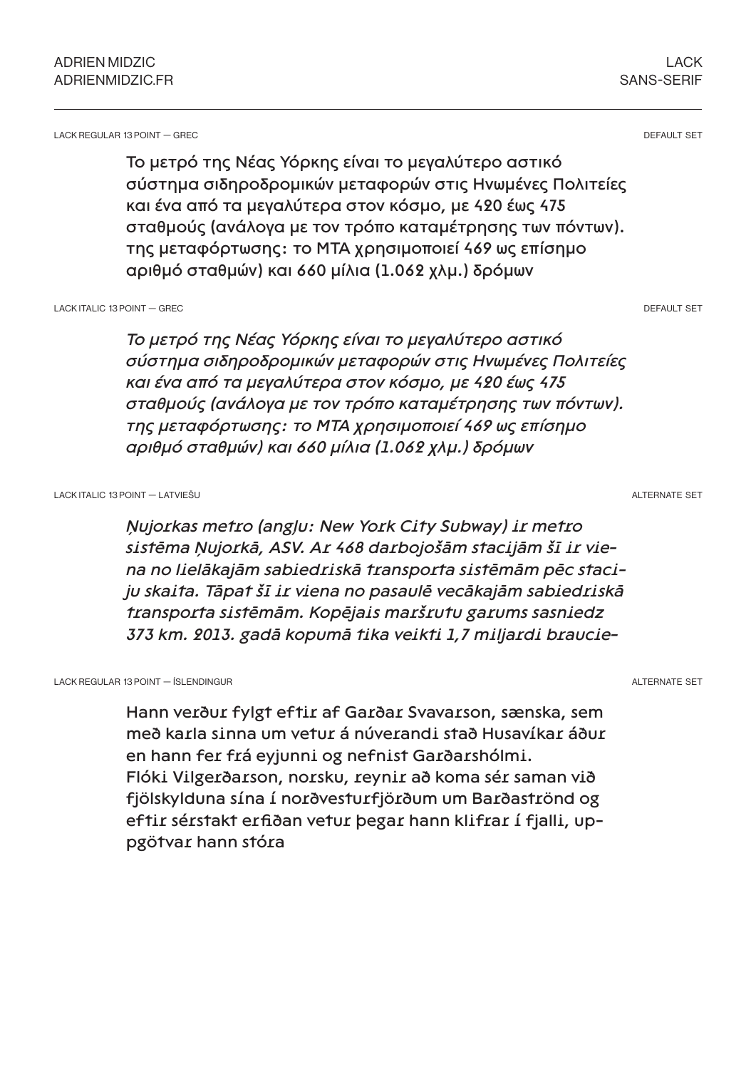LACK REGULAR 13 POINT — GREC

DEFAULT SET

Το μετρό της Νέας Υόρκης είναι το μεγαλύτερο αστικό σύστημα σιδηροδρομικών μεταφορών στις Ηνωμένες Πολιτείες και ένα από τα μεγαλύτερα στον κόσμο, με 420 έως 475 σταθμούς (ανάλογα με τον τρόπο καταμέτρησης των πόντων). της μεταφόρτωσης: το MTA χρησιμοποιεί 469 ως επίσημο αριθμό σταθμών) και 660 μίλια (1.062 χλμ.) δρόμων

LACK ITALIC 13 POINT — GREC

DEFAULT SET

*Το μετρό της Νέας Υόρκης είναι το μεγαλύτερο αστικό σύστημα σιδηροδρομικών μεταφορών στις Ηνωμένες Πολιτείες και ένα από τα μεγαλύτερα στον κόσμο, με 420 έως 475 σταθμούς (ανάλογα με τον τρόπο καταμέτρησης των πόντων). της μεταφόρτωσης: το MTA χρησιμοποιεί 469 ως επίσημο αριθμό σταθμών) και 660 μίλια (1.062 χλμ.) δρόμων*

LACK ITALIC 13 POINT — LATVIEŠU

ALTERNATE SET

*Ņujorkas metro (angļu: New York City Subway) ir metro sistēma Ņujorkā, ASV. Ar 468 darbojošām stacijām šī ir viena no lielākajām sabiedriskā transporta sistēmām pēc staciju skaita. Tāpat šī ir viena no pasaulē vecākajām sabiedriskā transporta sistēmām. Kopējais maršrutu garums sasniedz 373 km. 2013. gadā kopumā tika veikti 1,7 miljardi braucie-*

LACK REGULAR 13 POINT — ÍSLENDINGUR

ALTERNATE SET

Hann verður fylgt eftir af Garðar Svavarson, sænska, sem með karla sinna um vetur á núverandi stað Husavíkar áður en hann fer frá eyjunni og nefnist Garðarshólmi.
Flóki Vilgerðarson, norsku, reynir að koma sér saman við fjölskylduna sína í norðvesturfjörðum um Barðaströnd og eftir sérstakt erfiðan vetur þegar hann klifrar í fjalli, uppgötvar hann stóra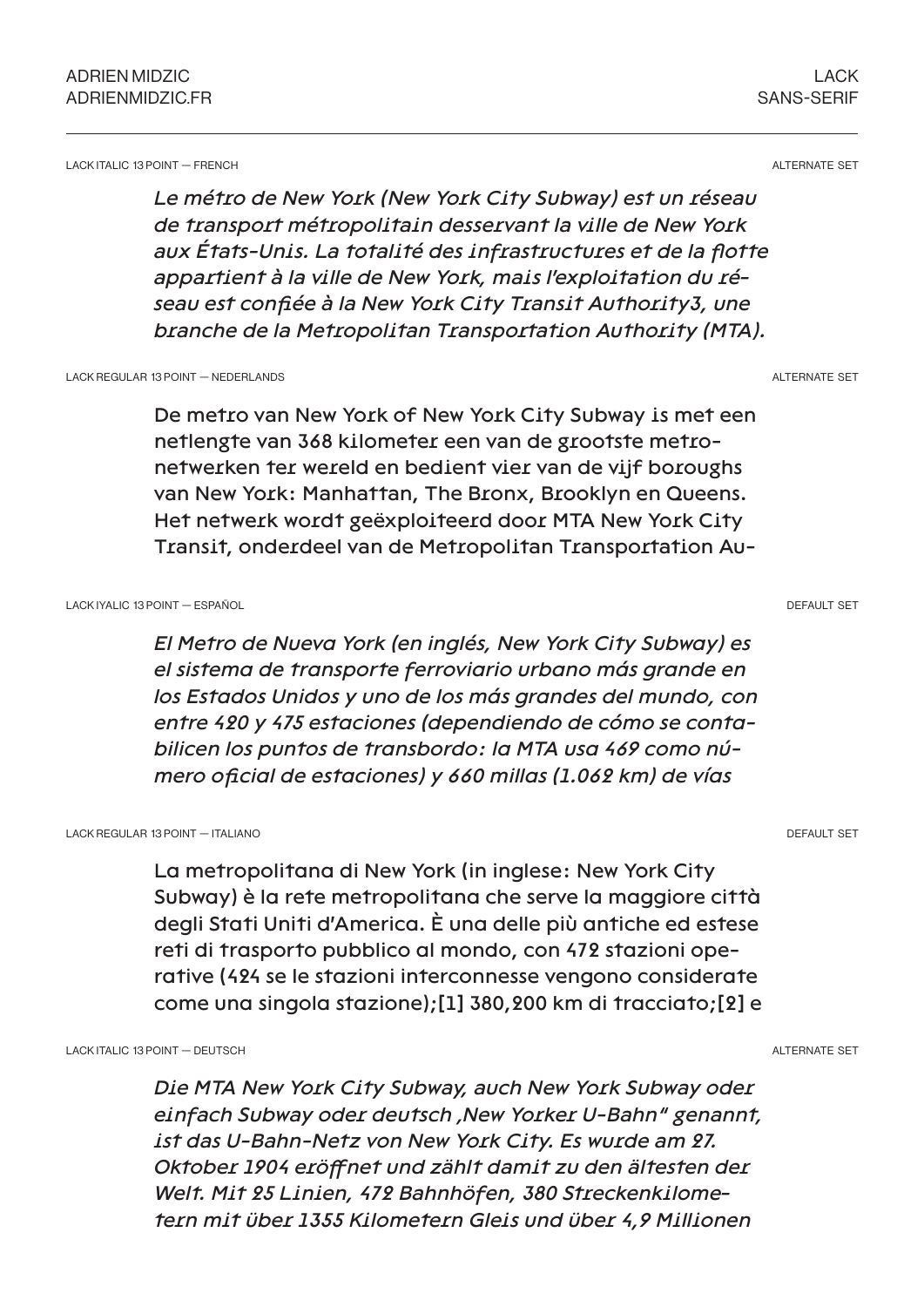LACK ITALIC 13 POINT — FRENCH

ALTERNATE SET

*Le métro de New York (New York City Subway) est un réseau de transport métropolitain desservant la ville de New York aux États-Unis. La totalité des infrastructures et de la flotte appartient à la ville de New York, mais l'exploitation du réseau est confiée à la New York City Transit Authority3, une branche de la Metropolitan Transportation Authority (MTA).*

LACK REGULAR 13 POINT — NEDERLANDS

ALTERNATE SET

De metro van New York of New York City Subway is met een netlengte van 368 kilometer een van de grootste metronetwerken ter wereld en bedient vier van de vijf boroughs van New York: Manhattan, The Bronx, Brooklyn en Queens. Het netwerk wordt geëxploiteerd door MTA New York City Transit, onderdeel van de Metropolitan Transportation Au-

LACK IYALIC 13 POINT — ESPAÑOL

DEFAULT SET

*El Metro de Nueva York (en inglés, New York City Subway) es el sistema de transporte ferroviario urbano más grande en los Estados Unidos y uno de los más grandes del mundo, con entre 420 y 475 estaciones (dependiendo de cómo se contabilicen los puntos de transbordo: la MTA usa 469 como número oficial de estaciones) y 660 millas (1.062 km) de vías*

LACK REGULAR 13 POINT — ITALIANO

DEFAULT SET

La metropolitana di New York (in inglese: New York City Subway) è la rete metropolitana che serve la maggiore città degli Stati Uniti d'America. È una delle più antiche ed estese reti di trasporto pubblico al mondo, con 472 stazioni operative (424 se le stazioni interconnesse vengono considerate come una singola stazione);[1] 380,200 km di tracciato;[2] e

LACK ITALIC 13 POINT — DEUTSCH

ALTERNATE SET

*Die MTA New York City Subway, auch New York Subway oder einfach Subway oder deutsch „New Yorker U-Bahn" genannt, ist das U-Bahn-Netz von New York City. Es wurde am 27. Oktober 1904 eröffnet und zählt damit zu den ältesten der Welt. Mit 25 Linien, 472 Bahnhöfen, 380 Streckenkilometern mit über 1355 Kilometern Gleis und über 4,9 Millionen*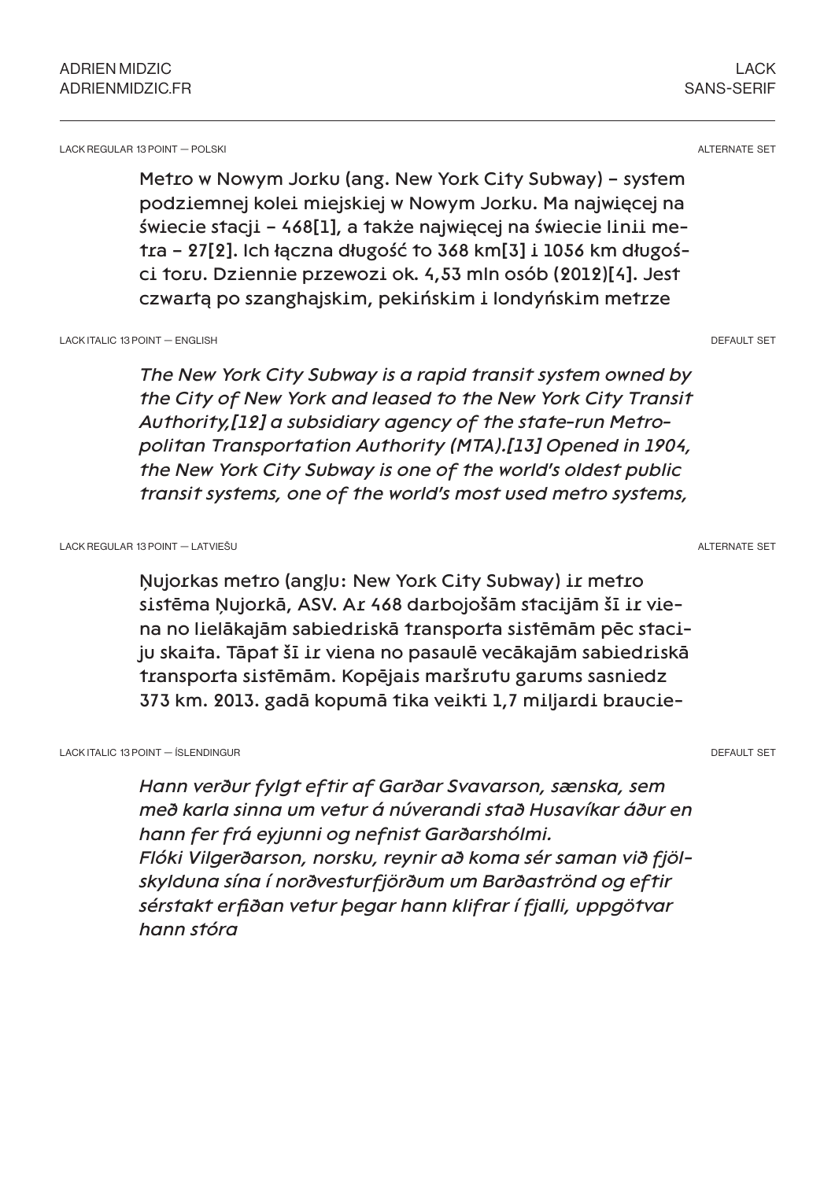LACK REGULAR 13 POINT — POLSKI

ALTERNATE SET

Metro w Nowym Jorku (ang. New York City Subway) – system podziemnej kolei miejskiej w Nowym Jorku. Ma najwięcej na świecie stacji – 468[1], a także najwięcej na świecie linii metra – 27[2]. Ich łączna długość to 368 km[3] i 1056 km długości toru. Dziennie przewozi ok. 4,53 mln osób (2012)[4]. Jest czwartą po szanghajskim, pekińskim i londyńskim metrze

LACK ITALIC 13 POINT — ENGLISH

DEFAULT SET

*The New York City Subway is a rapid transit system owned by the City of New York and leased to the New York City Transit Authority,[12] a subsidiary agency of the state-run Metropolitan Transportation Authority (MTA).[13] Opened in 1904, the New York City Subway is one of the world's oldest public transit systems, one of the world's most used metro systems,*

LACK REGULAR 13 POINT — LATVIEŠU

ALTERNATE SET

Ņujorkas metro (angļu: New York City Subway) ir metro sistēma Ņujorkā, ASV. Ar 468 darbojošām stacijām šī ir viena no lielākajām sabiedriskā transporta sistēmām pēc staciju skaita. Tāpat šī ir viena no pasaulē vecākajām sabiedriskā transporta sistēmām. Kopējais maršrutu garums sasniedz 373 km. 2013. gadā kopumā tika veikti 1,7 miljardi braucie-

LACK ITALIC 13 POINT — ÍSLENDINGUR

DEFAULT SET

*Hann verður fylgt eftir af Garðar Svavarson, sænska, sem með karla sinna um vetur á núverandi stað Husavíkar áður en hann fer frá eyjunni og nefnist Garðarshólmi.
Flóki Vilgerðarson, norsku, reynir að koma sér saman við fjölskylduna sína í norðvesturfjörðum um Barðaströnd og eftir sérstakt erfiðan vetur þegar hann klifrar í fjalli, uppgötvar hann stóra*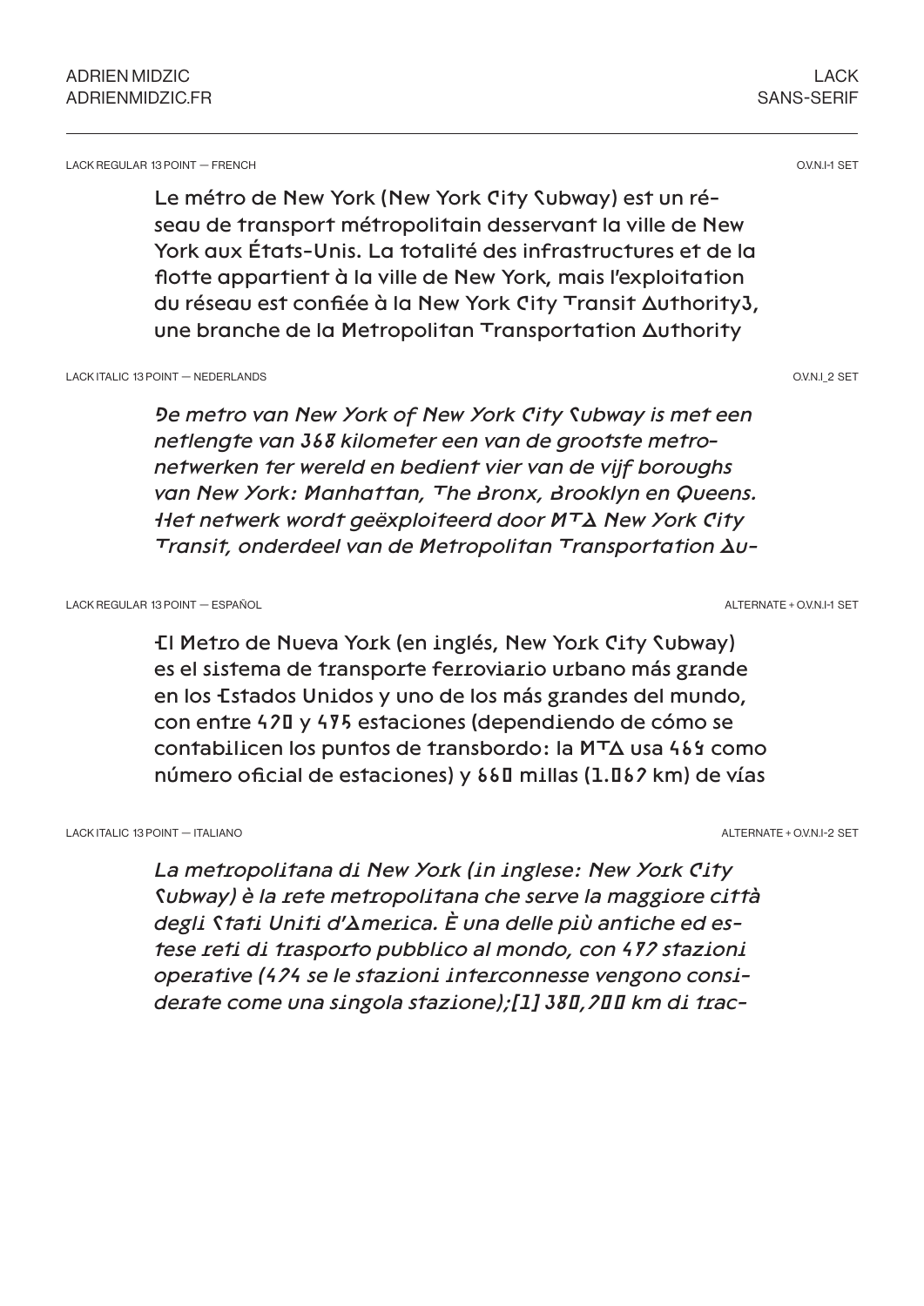ADRIEN MIDZIC
ADRIENMIDZIC.FR

LACK
SANS-SERIF

LACK REGULAR 13 POINT — FRENCH

O.V.N.I-1 SET

Le métro de New York (New York City Subway) est un réseau de transport métropolitain desservant la ville de New York aux États-Unis. La totalité des infrastructures et de la flotte appartient à la ville de New York, mais l'exploitation du réseau est confiée à la New York City Transit Authority3, une branche de la Metropolitan Transportation Authority

LACK ITALIC 13 POINT — NEDERLANDS

O.V.N.I_2 SET

*De metro van New York of New York City Subway is met een netlengte van 368 kilometer een van de grootste metronetwerken ter wereld en bedient vier van de vijf boroughs van New York: Manhattan, The Bronx, Brooklyn en Queens. Het netwerk wordt geëxploiteerd door MTA New York City Transit, onderdeel van de Metropolitan Transportation Au-*

LACK REGULAR 13 POINT — ESPAÑOL

ALTERNATE + O.V.N.I-1 SET

El Metro de Nueva York (en inglés, New York City Subway) es el sistema de transporte ferroviario urbano más grande en los Estados Unidos y uno de los más grandes del mundo, con entre 470 y 475 estaciones (dependiendo de cómo se contabilicen los puntos de transbordo: la MTA usa 469 como número oficial de estaciones) y 660 millas (1.062 km) de vías

LACK ITALIC 13 POINT — ITALIANO

ALTERNATE + O.V.N.I-2 SET

*La metropolitana di New York (in inglese: New York City Subway) è la rete metropolitana che serve la maggiore città degli Stati Uniti d'America. È una delle più antiche ed estese reti di trasporto pubblico al mondo, con 472 stazioni operative (424 se le stazioni interconnesse vengono considerate come una singola stazione);[1] 380,200 km di trac-*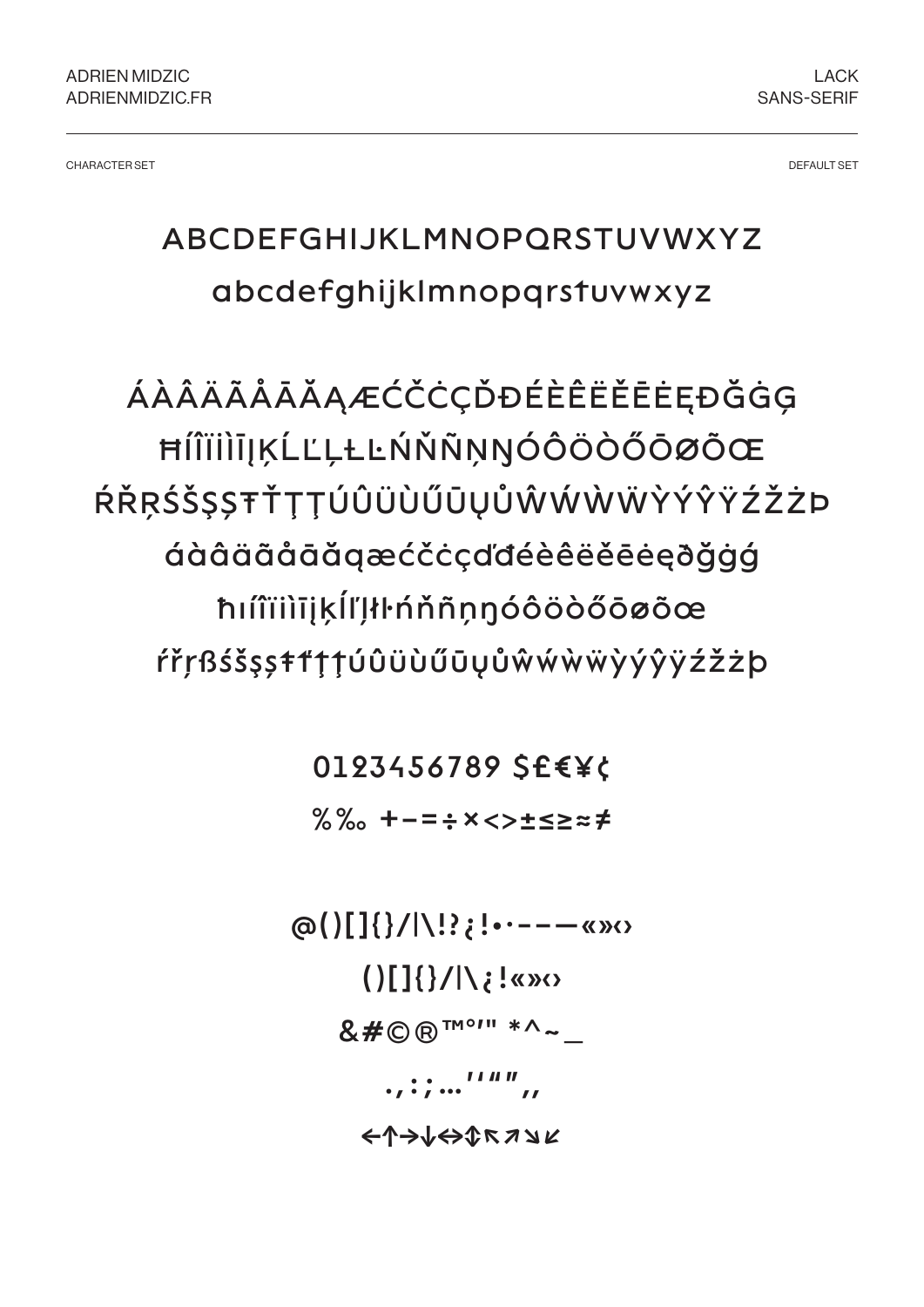ADRIEN MIDZIC
ADRIENMIDZIC.FR

LACK
SANS-SERIF

CHARACTER SET

DEFAULT SET

ABCDEFGHIJKLMNOPQRSTUVWXYZ

abcdefghijklmnopqrstuvwxyz

ÁÀÂÄÃÅĀĂĄÆĆČĊÇĎĐÉÈÊËĚĒĖĘĐĞĠĢ

ĦÍÎÏÌİĪĮĶĹĽĻŁĿŃŇÑŅŊÓÔÖÒŐŌØÕŒ

ŔŘŖŚŠŞȘŦŤŢȚÚÛÜÙŰŪŲŮŴẂẀẄỲÝŶŸŹŽŻÞ

áàâäãåāăąæćčċçďđéèêëěēėęðğġģ

ħıíîïìīįķĺľļłŀńňñņŋóôöòőōøõœ

ŕřŗßśšşșŧťţțúûüùűūųůŵẃẁẅỳýŷÿźžżþ

0123456789 $£€¥¢

%‰ +−=÷×<>±≤≥≈≠

@()[]{}/|\!?¿¡•·-–—«»‹›

()[]{}/|\¿¡«»‹›

&#©®™°′″ *^~_

.,:;…''"",,

←↑→↓↔↕↖↗↘↙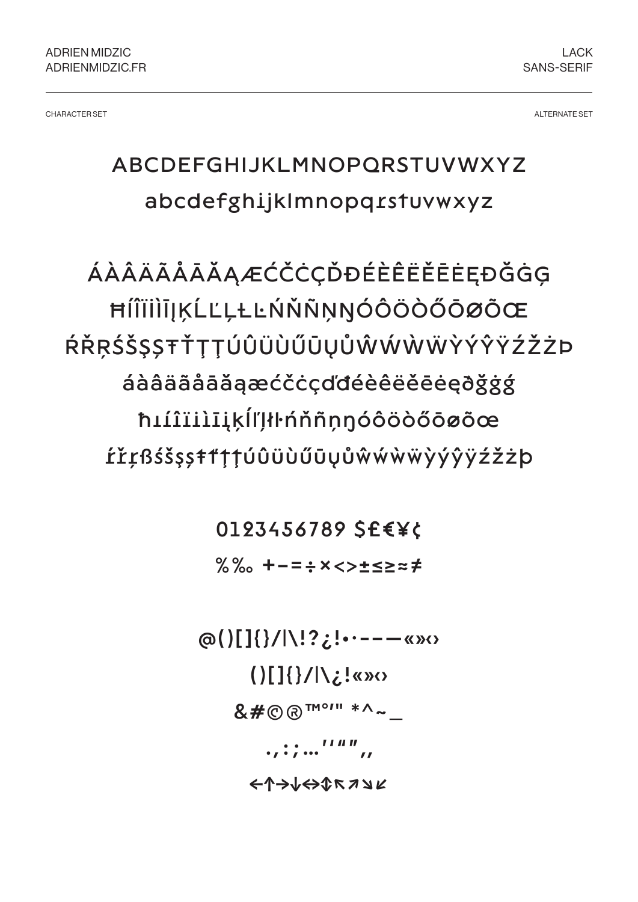ADRIEN MIDZIC
ADRIENMIDZIC.FR

LACK
SANS-SERIF

CHARACTER SET

ALTERNATE SET

ABCDEFGHIJKLMNOPQRSTUVWXYZ

abcdefghıjklmnopqɾsƚuvwxyz

ÁÀÂÄÃÅĀĂĄÆĆČĊÇĎĐÉÈÊËĚĒĖĘÐĞĠĢ

ĦÍÎÏİÌĪĮĶĹĽĻŁĿŃŇÑŅŊÓÔÖÒŐŌØÕŒ

ŔŘŖŚŠŞȘŦŤŢȚÚÛÜÙŰŪŲŮŴẂẀẄỲÝŶŸŹŽŻÞ

áàâäãåāăąæćčċçďđéèêëěēėęðğġģ

ħıíîïìīįķĺľļłŀńňñņŋóôöòőōøõœ

ŕřŗßśšşșŧťţțúûüùűūųůŵẃẁẅỳýŷÿźžżþ

0123456789 $£€¥¢

%‰ +−=÷×<>±≤≥≈≠

@()[]{}/|\!?¿¡•·-–—«»‹

()[]{}/|\¿¡«»‹

&#©®™°′″ *^~_

.,:;…‘’“”‚„

←↑→↓↔↕↖↗↘↙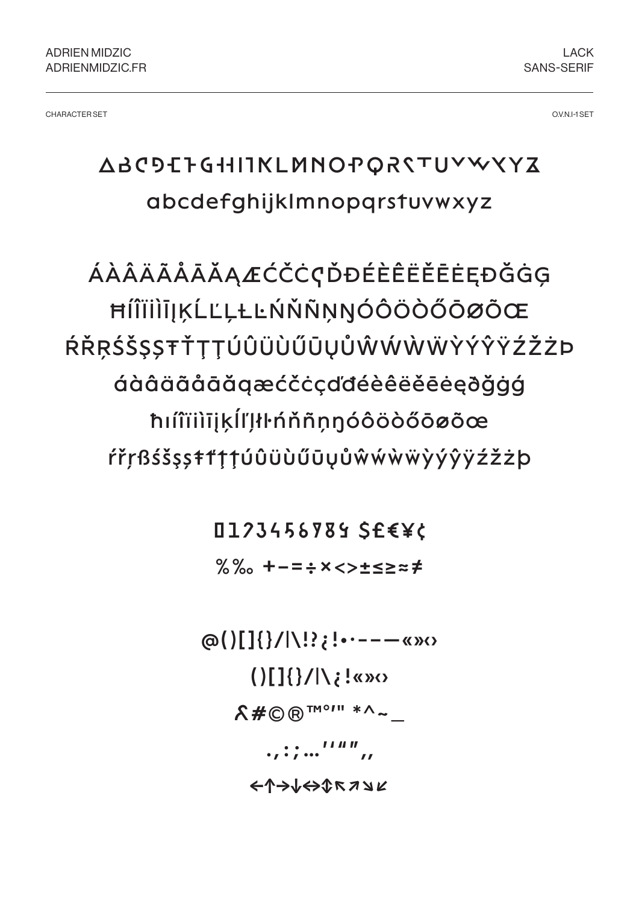ADRIEN MIDZIC
ADRIENMIDZIC.FR

LACK
SANS-SERIF

CHARACTER SET

O.V.N.I-1 SET

ABCDEFGHIJKLMNOPQRSTUVWXYZ

abcdefghijklmnopqrstuvwxyz

ÁÀÂÄÃÅĀĂĄÆĆČĊÇĎĐÉÈÊËĚĒĖĘÐĞĠĢ

ĦÍÎÏİÌĪĮĶĹĽĻŁĿŃŇÑŅŊÓÔÖÒŐŌØÕŒ

ŔŘŖŚŠŞȘŦŤŢȚÚÛÜÙŰŪŲŮŴẂẀẄỲÝŶŸŹŽŻÞ

áàâäãåāăąæćčċçďđéèêëěēėęðğġģ

ħıíîïìīįķĺľļłŀńňñņŋóôöòőōøõœ

ŕřŗßśšşșŧťţțúûüùűūųůŵẃẁẅỳýŷÿźžżþ

0123456789 $£€¥¢

%‰ +−=÷×<>±≤≥≈≠

@()[]{}/|\!?¿¡•·-–—«»‹›

()[]{}/|\¿¡«»‹›

&#©®™°′″ *^~_

.,:;…‘’“”‚„

←↑→↓↔↕↖↗↘↙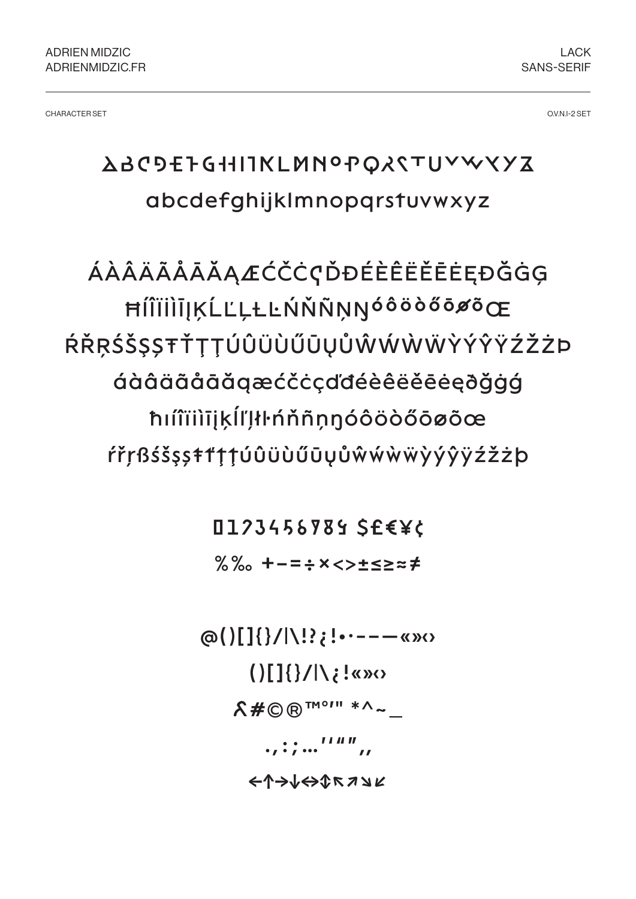ADRIEN MIDZIC
ADRIENMIDZIC.FR

LACK
SANS-SERIF

CHARACTER SET

O.V.N.I-2 SET

ABCDEFGHIJKLMNOPQRSTUVWXYZ

abcdefghijklmnopqrstuvwxyz

ÁÀÂÄÃÅĀĂĄÆĆČĊÇĎĐÉÈÊËĚĒĖĘÐĞĠĢ

ĦÍÎÏÌĪĮĶĹĽĻŁĿŃŇÑŅŊÓÔÖÒŐŌØÕŒ

ŔŘŖŚŠŞȘŦŤŢȚÚÛÜÙŰŪŲŮŴẂẀẄỲÝŶŸŹŽŻÞ

áàâäãåāăąæćčċçďđéèêëěēėęðğġģ

ħıíîïìīįķĺľļłŀńňñņŋóôöòőōøõœ

ŕřŗßśšşșŧťţțúûüùűūųůŵẃẁẅỳýŷÿźžżþ

0123456789 $£€¥¢

%‰ +−=÷×<>±≤≥≈≠

@()[]{}/|\!?¿¡•·-–—«»‹›

()[]{}/|\¿¡«»‹›

&#©®™°′″ *^~_

.,:;…‘’“”‚„

←↑→↓↔↕↖↗↘↙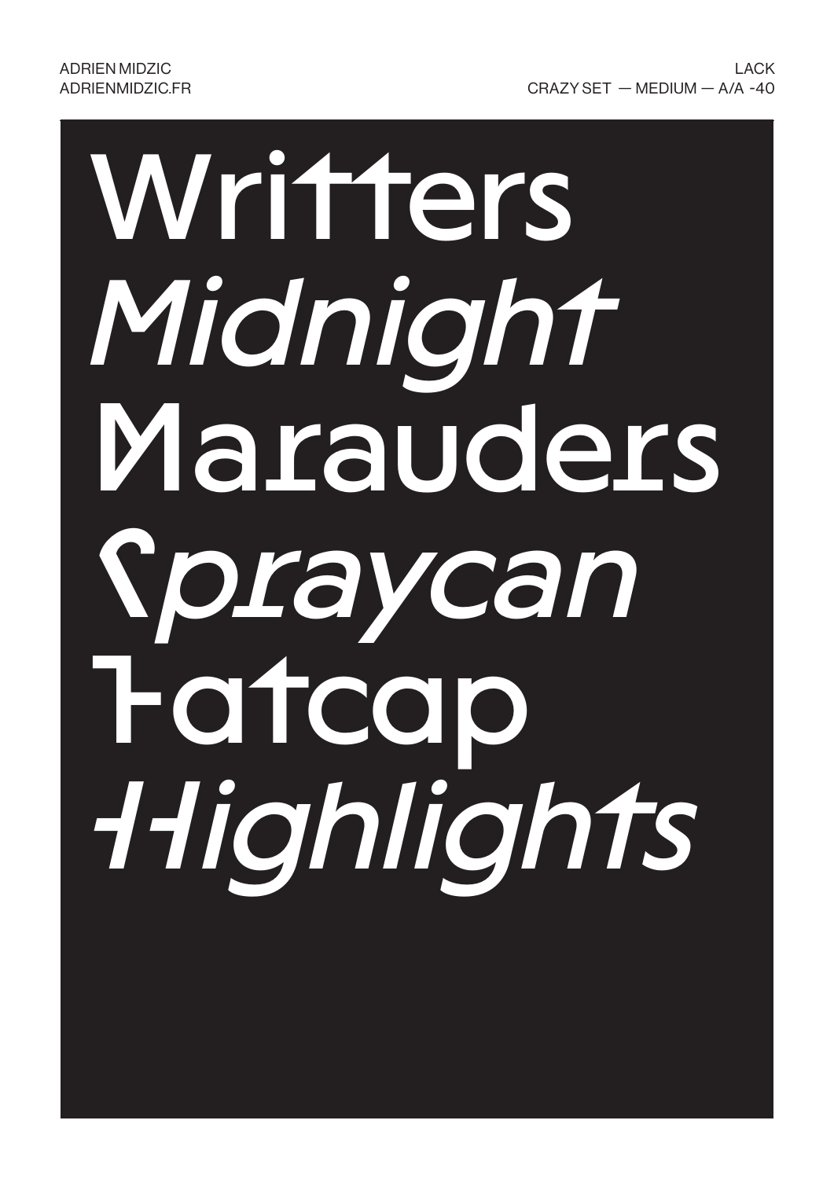ADRIEN MIDZIC
ADRIENMIDZIC.FR

LACK
CRAZY SET — MEDIUM — A/A -40

# Writters
# *Midnight*
# Marauders
# *Spraycan*
# Fatcap
# *Highlights*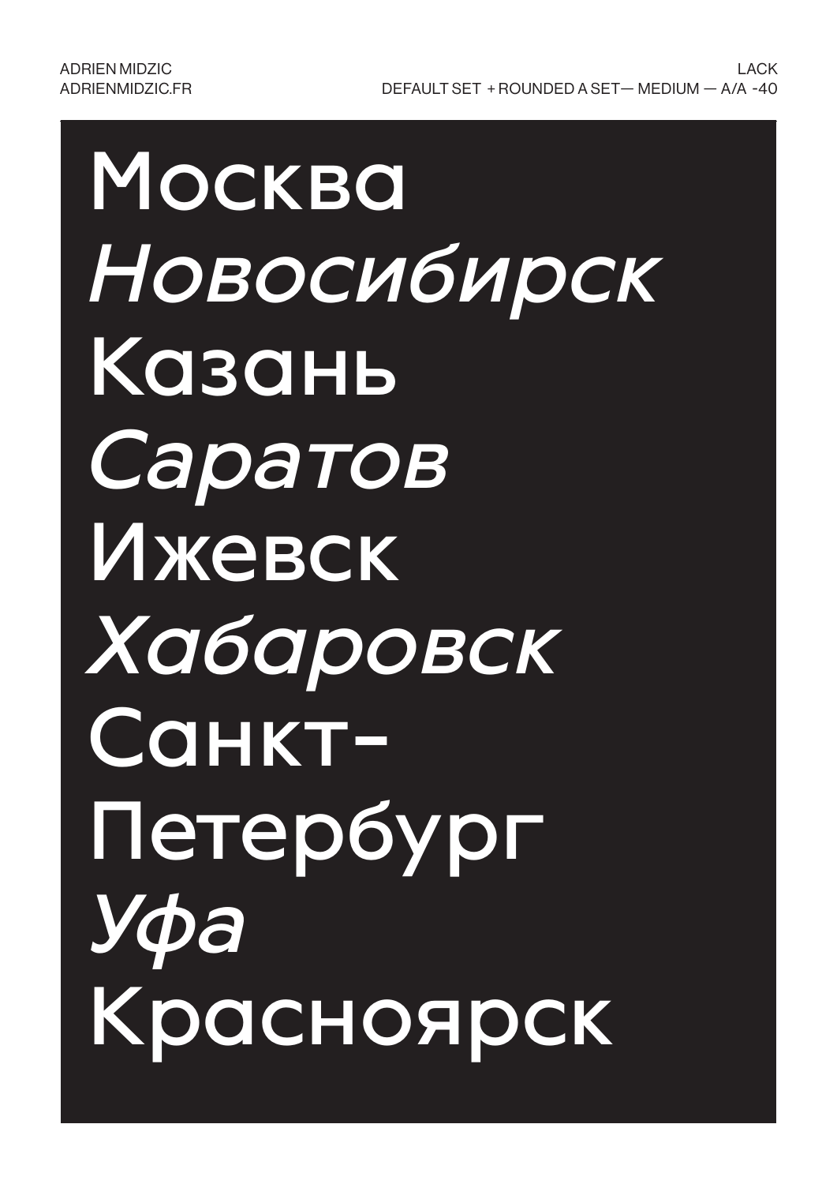Москва

*Новосибирск*

Казань

*Саратов*

Ижевск

*Хабаровск*

Санкт-
Петербург

*Уфа*

Красноярск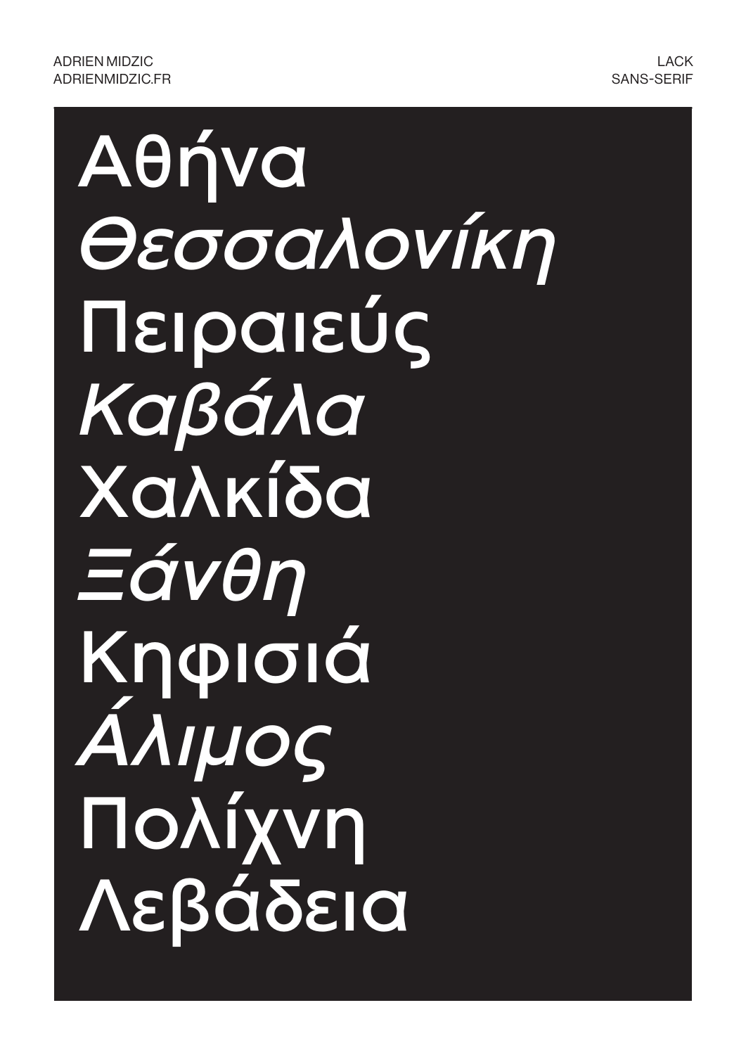ADRIEN MIDZIC
ADRIENMIDZIC.FR

LACK
SANS-SERIF

Αθήνα
*Θεσσαλονίκη*
Πειραιεύς
*Καβάλα*
Χαλκίδα
*Ξάνθη*
Κηφισιά
*Άλιμος*
Πολίχνη
Λεβάδεια